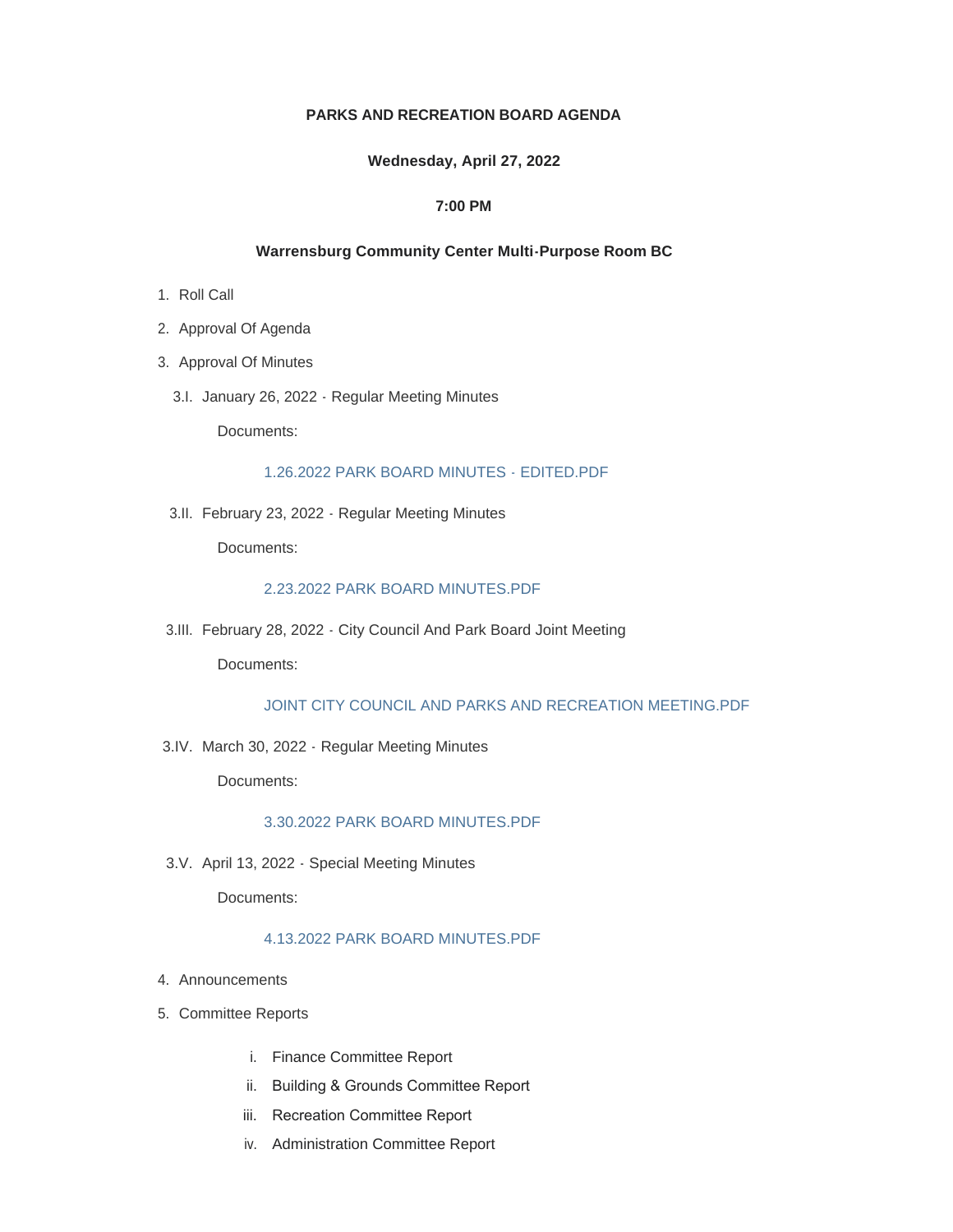**PARKS AND RECREATION BOARD AGENDA**

**Wednesday, April 27, 2022**

**7:00 PM**

**Warrensburg Community Center Multi-Purpose Room BC**

1. Roll Call
2. Approval Of Agenda
3. Approval Of Minutes

   3.I. January 26, 2022 - Regular Meeting Minutes

   Documents:

   1.26.2022 PARK BOARD MINUTES - EDITED.PDF

   3.II. February 23, 2022 - Regular Meeting Minutes

   Documents:

   2.23.2022 PARK BOARD MINUTES.PDF

   3.III. February 28, 2022 - City Council And Park Board Joint Meeting

   Documents:

   JOINT CITY COUNCIL AND PARKS AND RECREATION MEETING.PDF

   3.IV. March 30, 2022 - Regular Meeting Minutes

   Documents:

   3.30.2022 PARK BOARD MINUTES.PDF

   3.V. April 13, 2022 - Special Meeting Minutes

   Documents:

   4.13.2022 PARK BOARD MINUTES.PDF

4. Announcements
5. Committee Reports

   i. Finance Committee Report
   ii. Building & Grounds Committee Report
   iii. Recreation Committee Report
   iv. Administration Committee Report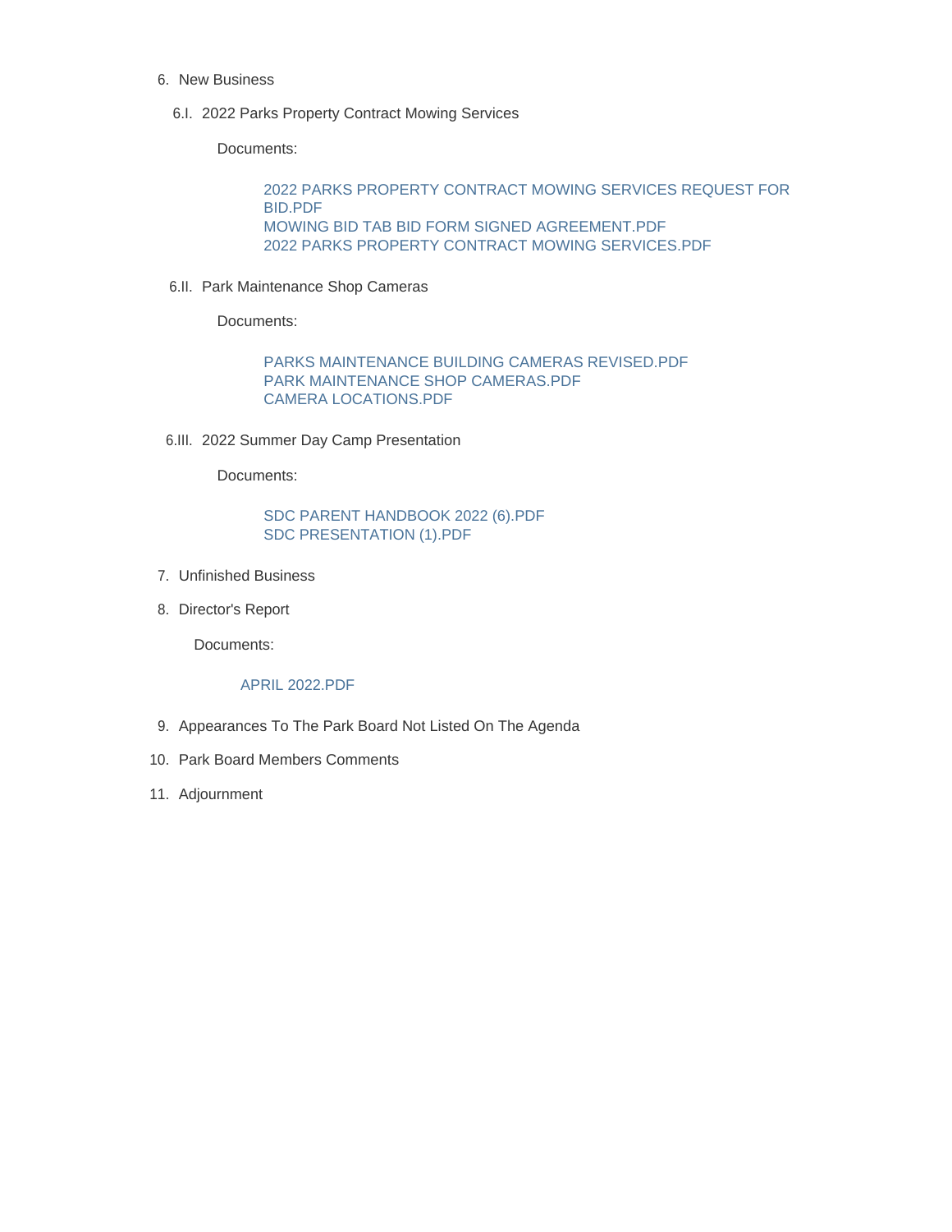6. New Business

   6.I. 2022 Parks Property Contract Mowing Services

   Documents:

   2022 PARKS PROPERTY CONTRACT MOWING SERVICES REQUEST FOR BID.PDF
   MOWING BID TAB BID FORM SIGNED AGREEMENT.PDF
   2022 PARKS PROPERTY CONTRACT MOWING SERVICES.PDF

   6.II. Park Maintenance Shop Cameras

   Documents:

   PARKS MAINTENANCE BUILDING CAMERAS REVISED.PDF
   PARK MAINTENANCE SHOP CAMERAS.PDF
   CAMERA LOCATIONS.PDF

   6.III. 2022 Summer Day Camp Presentation

   Documents:

   SDC PARENT HANDBOOK 2022 (6).PDF
   SDC PRESENTATION (1).PDF

7. Unfinished Business

8. Director's Report

   Documents:

   APRIL 2022.PDF

9. Appearances To The Park Board Not Listed On The Agenda

10. Park Board Members Comments

11. Adjournment